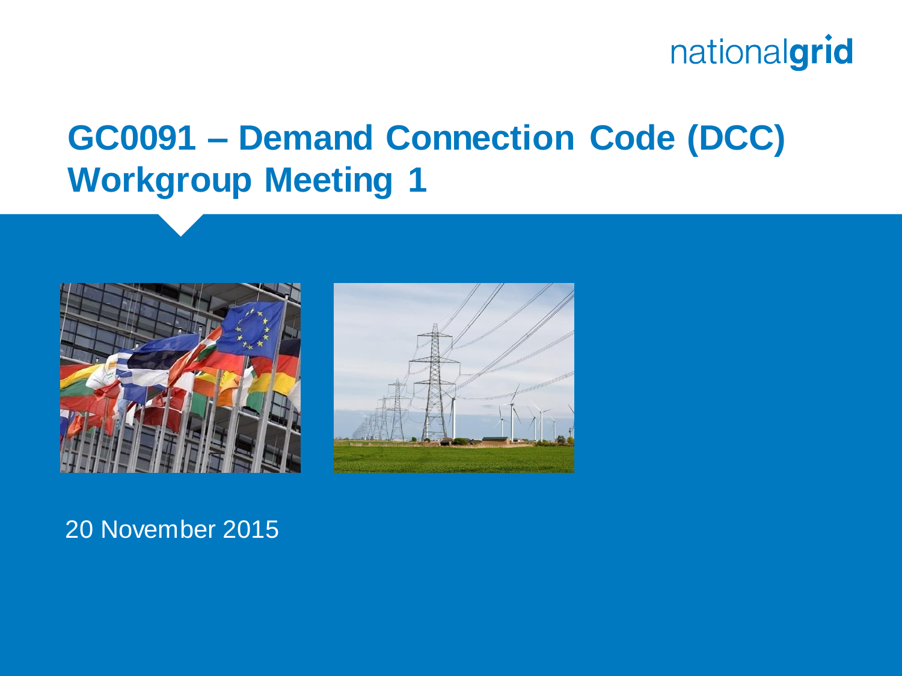nationalgrid

# GC0091 – Demand Connection Code (DCC) Workgroup Meeting 1

20 November 2015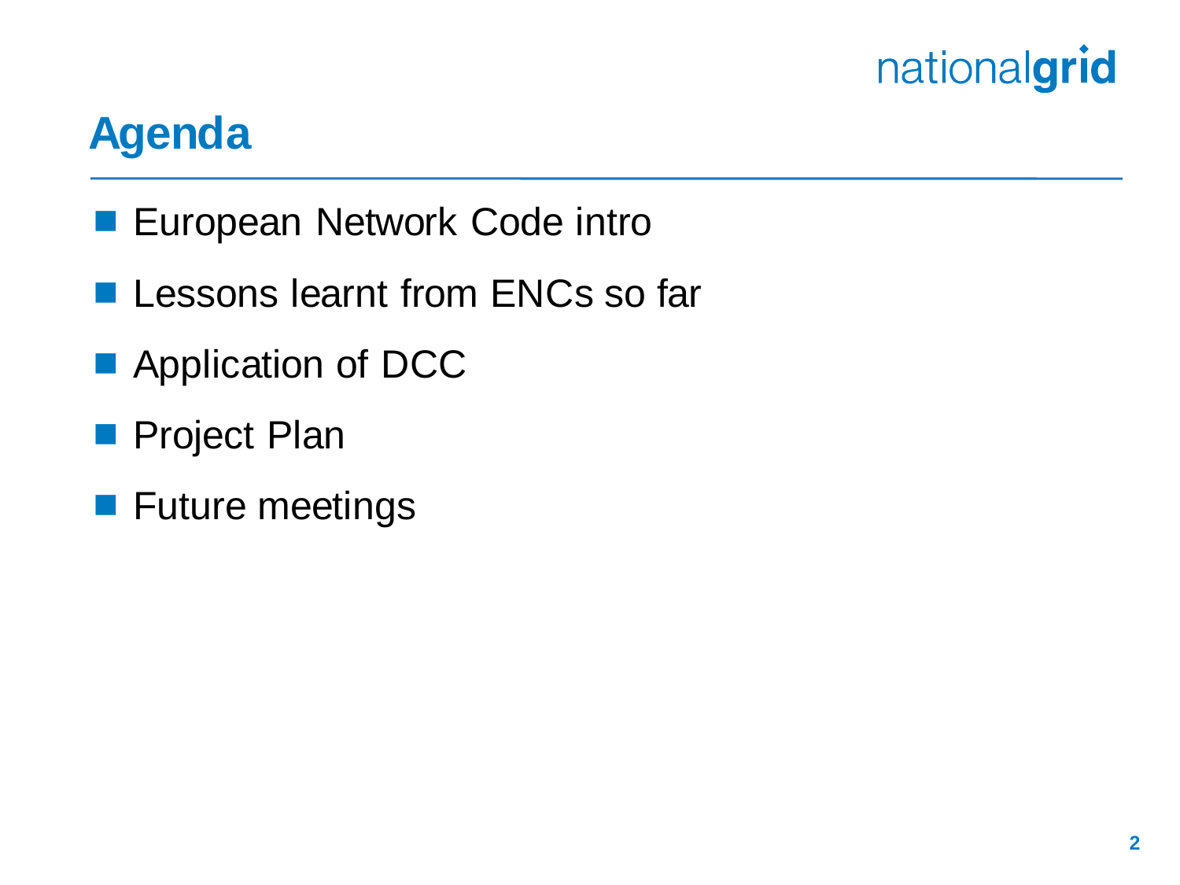# Agenda

- European Network Code intro
- Lessons learnt from ENCs so far
- Application of DCC
- Project Plan
- Future meetings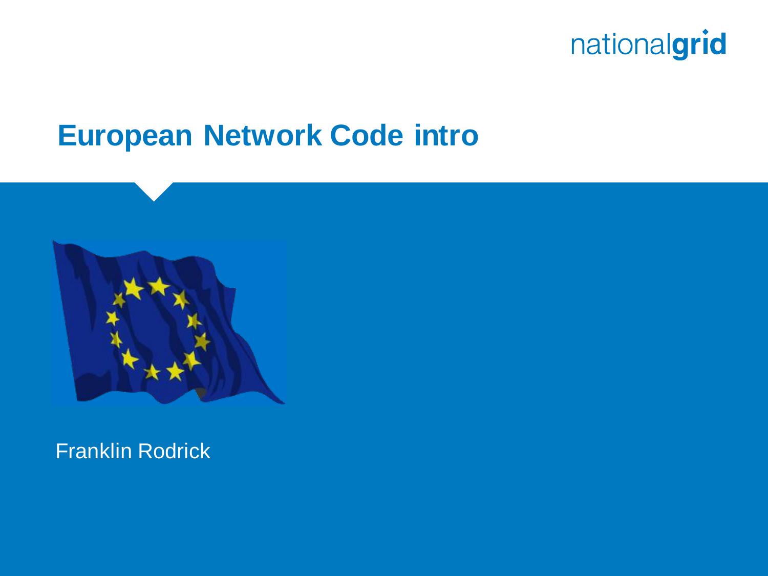# European Network Code intro

Franklin Rodrick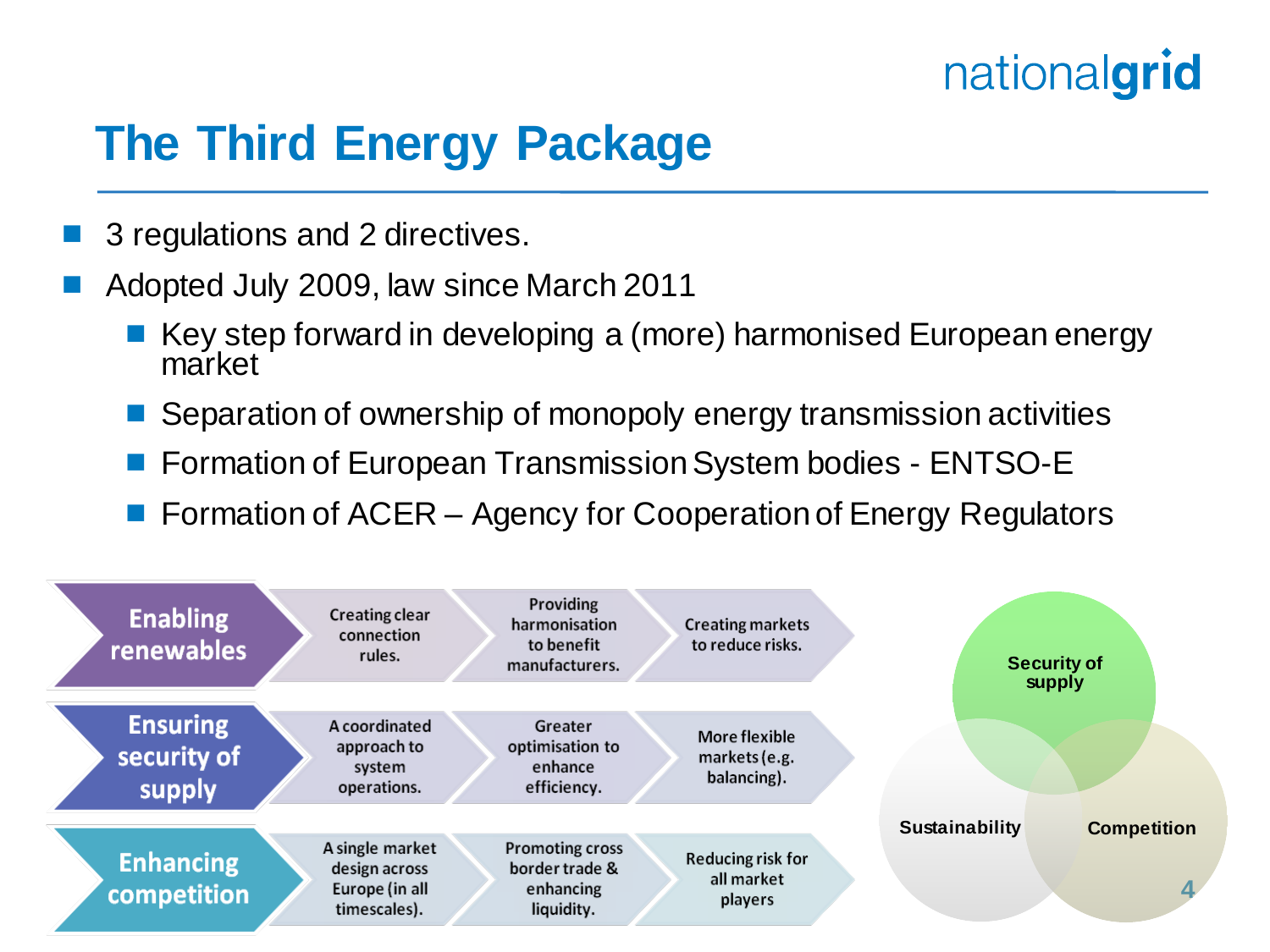# The Third Energy Package

- 3 regulations and 2 directives.
- Adopted July 2009, law since March 2011
  - Key step forward in developing a (more) harmonised European energy market
  - Separation of ownership of monopoly energy transmission activities
  - Formation of European Transmission System bodies - ENTSO-E
  - Formation of ACER – Agency for Cooperation of Energy Regulators

| | | | |
|---|---|---|---|
| **Enabling renewables** | Creating clear connection rules. | Providing harmonisation to benefit manufacturers. | Creating markets to reduce risks. |
| **Ensuring security of supply** | A coordinated approach to system operations. | Greater optimisation to enhance efficiency. | More flexible markets (e.g. balancing). |
| **Enhancing competition** | A single market design across Europe (in all timescales). | Promoting cross border trade & enhancing liquidity. | Reducing risk for all market players |

Security of supply

Sustainability

Competition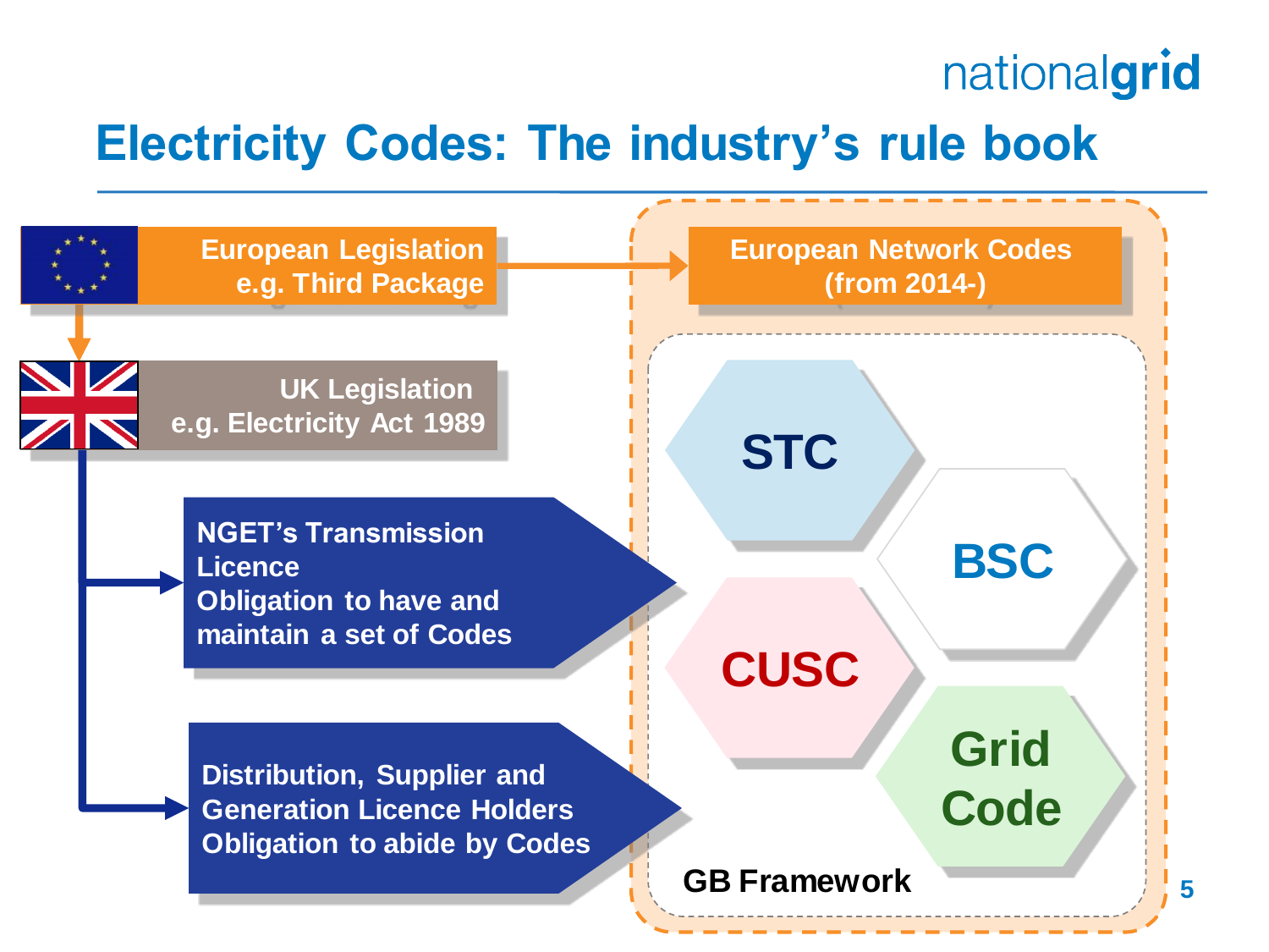# Electricity Codes: The industry's rule book

**European Legislation**
**e.g. Third Package**

**European Network Codes**
**(from 2014-)**

**UK Legislation**
**e.g. Electricity Act 1989**

**NGET's Transmission Licence**
**Obligation to have and maintain a set of Codes**

**Distribution, Supplier and Generation Licence Holders**
**Obligation to abide by Codes**

**GB Framework**

- **STC**
- **BSC**
- **CUSC**
- **Grid Code**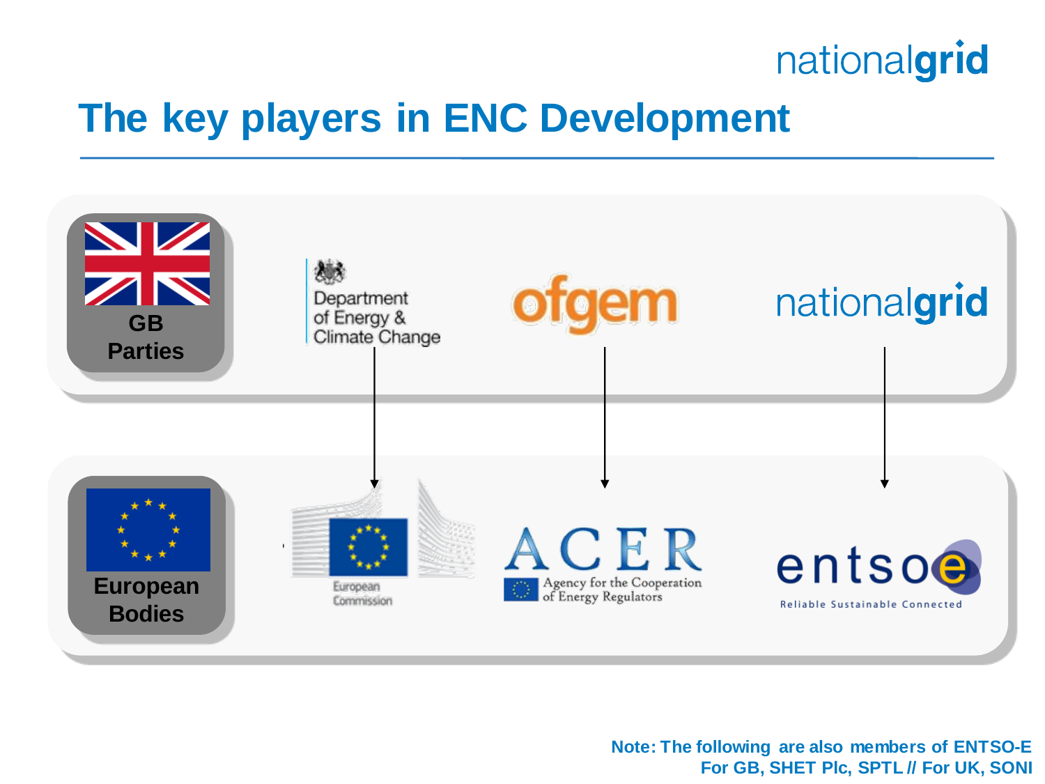# The key players in ENC Development

**GB Parties**

Department of Energy & Climate Change

ofgem

nationalgrid

**European Bodies**

European Commission

ACER – Agency for the Cooperation of Energy Regulators

entsoe – Reliable Sustainable Connected

**Note: The following are also members of ENTSO-E For GB, SHET Plc, SPTL // For UK, SONI**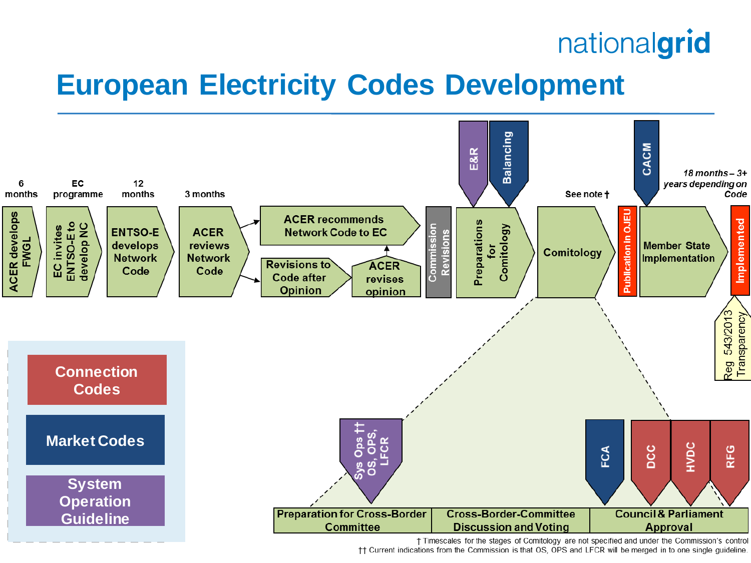# European Electricity Codes Development

| 6 months | EC programme | 12 months | 3 months | | | | | | See note † | | 18 months – 3+ years depending on Code | |
|---|---|---|---|---|---|---|---|---|---|---|---|---|
| ACER develops FWGL | EC invites ENTSO-E to develop NC | ENTSO-E develops Network Code | ACER reviews Network Code | ACER recommends Network Code to EC / Revisions to Code after Opinion → ACER revises opinion | Commission Revisions | Preparations for Comitology (E&R, Balancing) | Comitology | Publication in OJEU | Member State Implementation (CACM) | Implemented (Reg 543/2013 Transparency) | | |

Comitology stages:

| Preparation for Cross-Border Committee | Cross-Border-Committee Discussion and Voting | Council & Parliament Approval |
|---|---|---|
| Sys Ops †† OS, OPS, LFCR | | FCA, DCC, HVDC, RFG |

Legend:

- Connection Codes
- Market Codes
- System Operation Guideline

† Timescales for the stages of Comitology are not specified and under the Commission's control

†† Current indications from the Commission is that OS, OPS and LFCR will be merged in to one single guideline.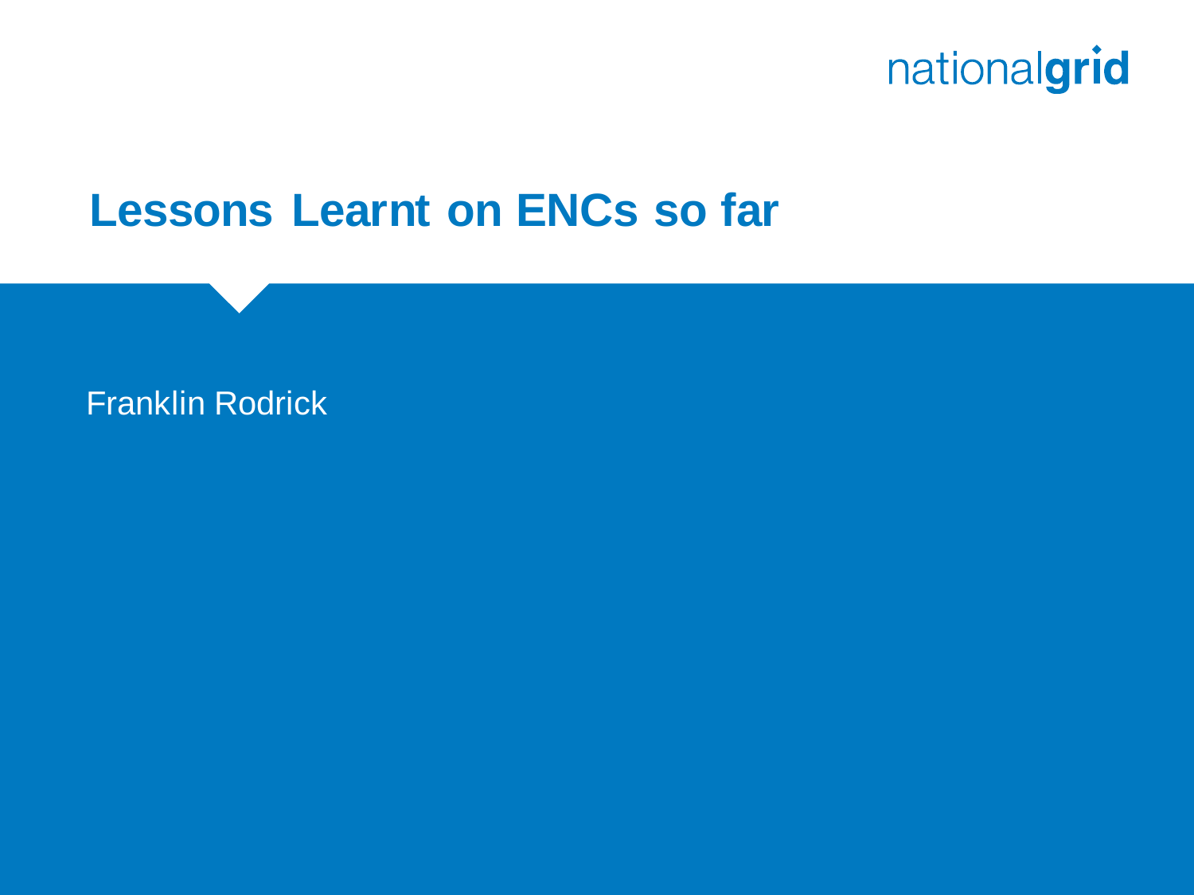# Lessons Learnt on ENCs so far

Franklin Rodrick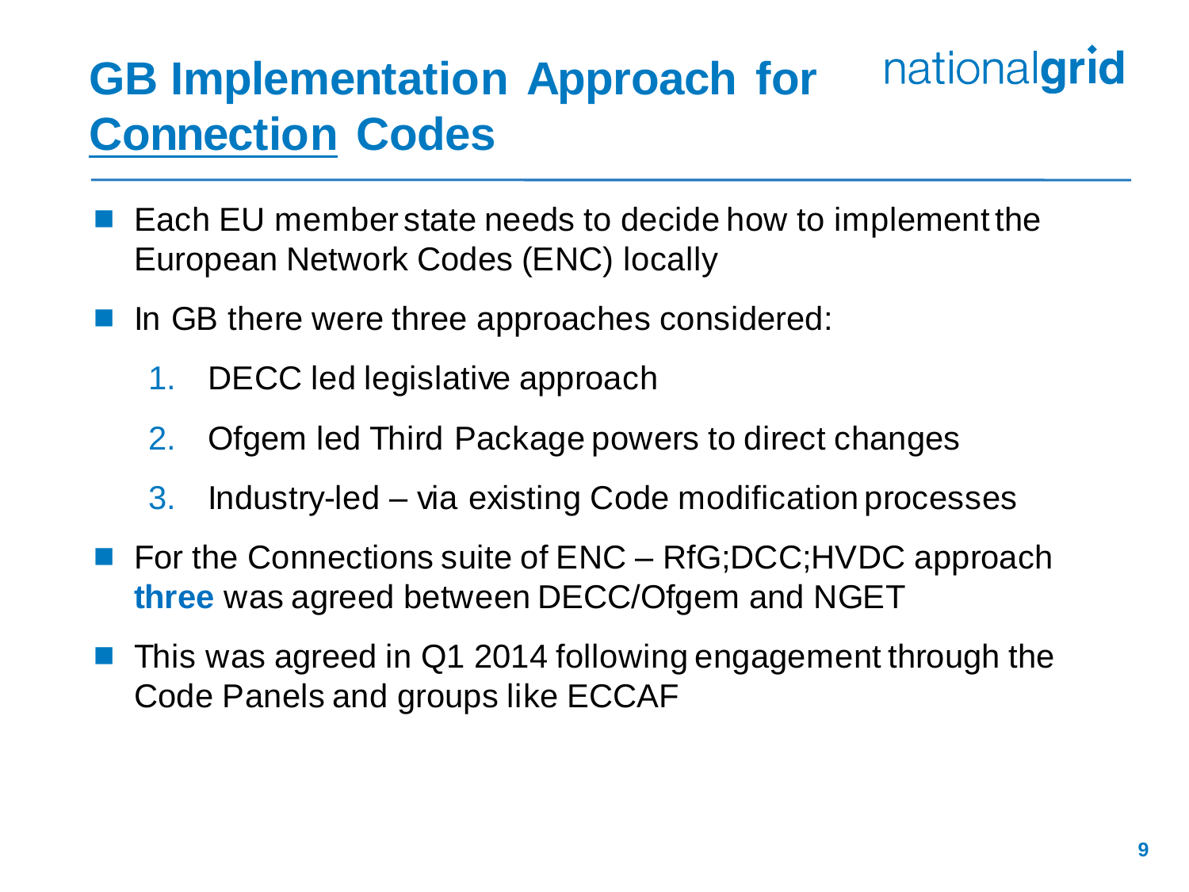# GB Implementation Approach for Connection Codes

- Each EU member state needs to decide how to implement the European Network Codes (ENC) locally
- In GB there were three approaches considered:
  1. DECC led legislative approach
  2. Ofgem led Third Package powers to direct changes
  3. Industry-led – via existing Code modification processes
- For the Connections suite of ENC – RfG;DCC;HVDC approach **three** was agreed between DECC/Ofgem and NGET
- This was agreed in Q1 2014 following engagement through the Code Panels and groups like ECCAF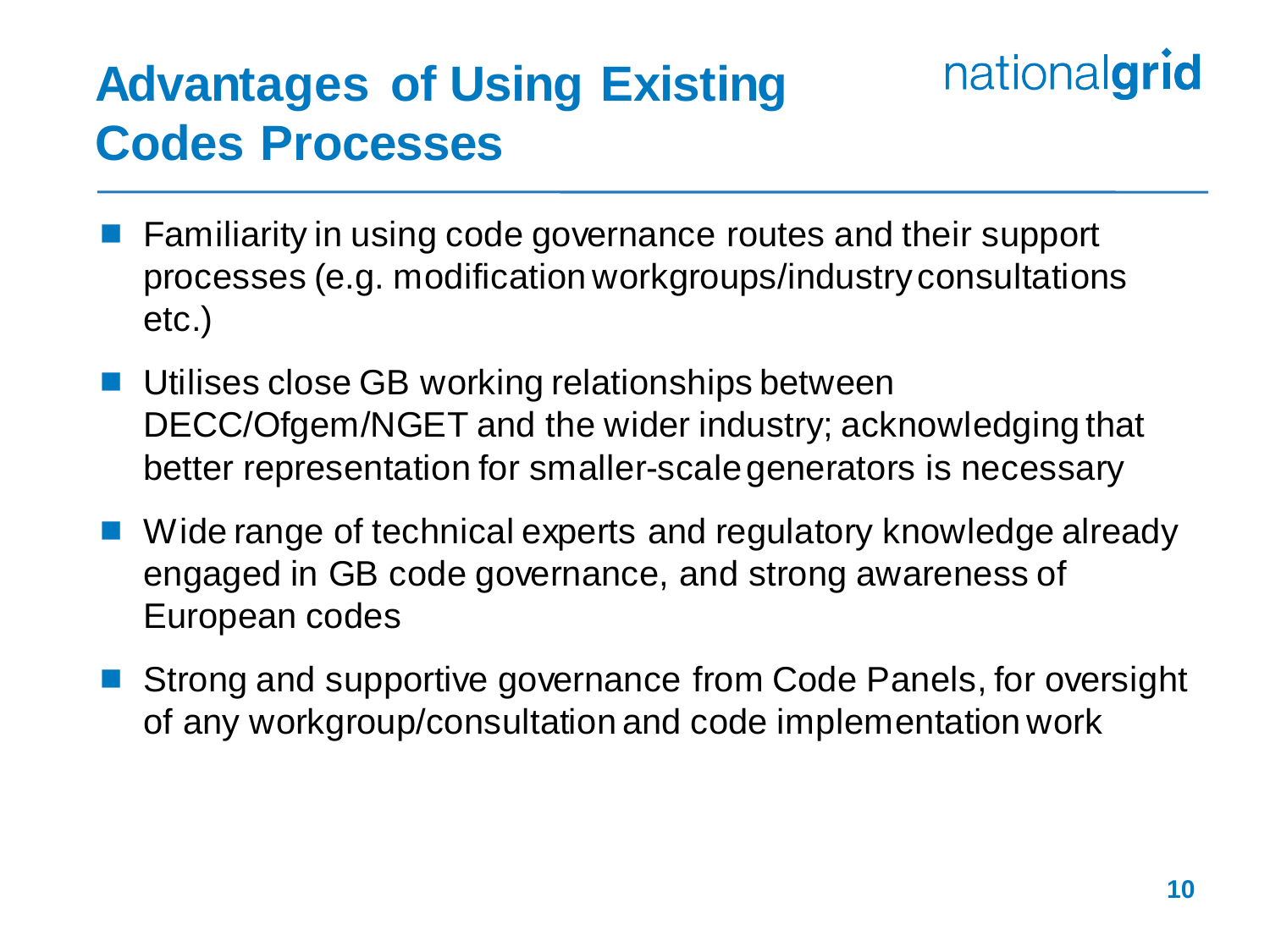# Advantages of Using Existing Codes Processes

- Familiarity in using code governance routes and their support processes (e.g. modification workgroups/industry consultations etc.)
- Utilises close GB working relationships between DECC/Ofgem/NGET and the wider industry; acknowledging that better representation for smaller-scale generators is necessary
- Wide range of technical experts and regulatory knowledge already engaged in GB code governance, and strong awareness of European codes
- Strong and supportive governance from Code Panels, for oversight of any workgroup/consultation and code implementation work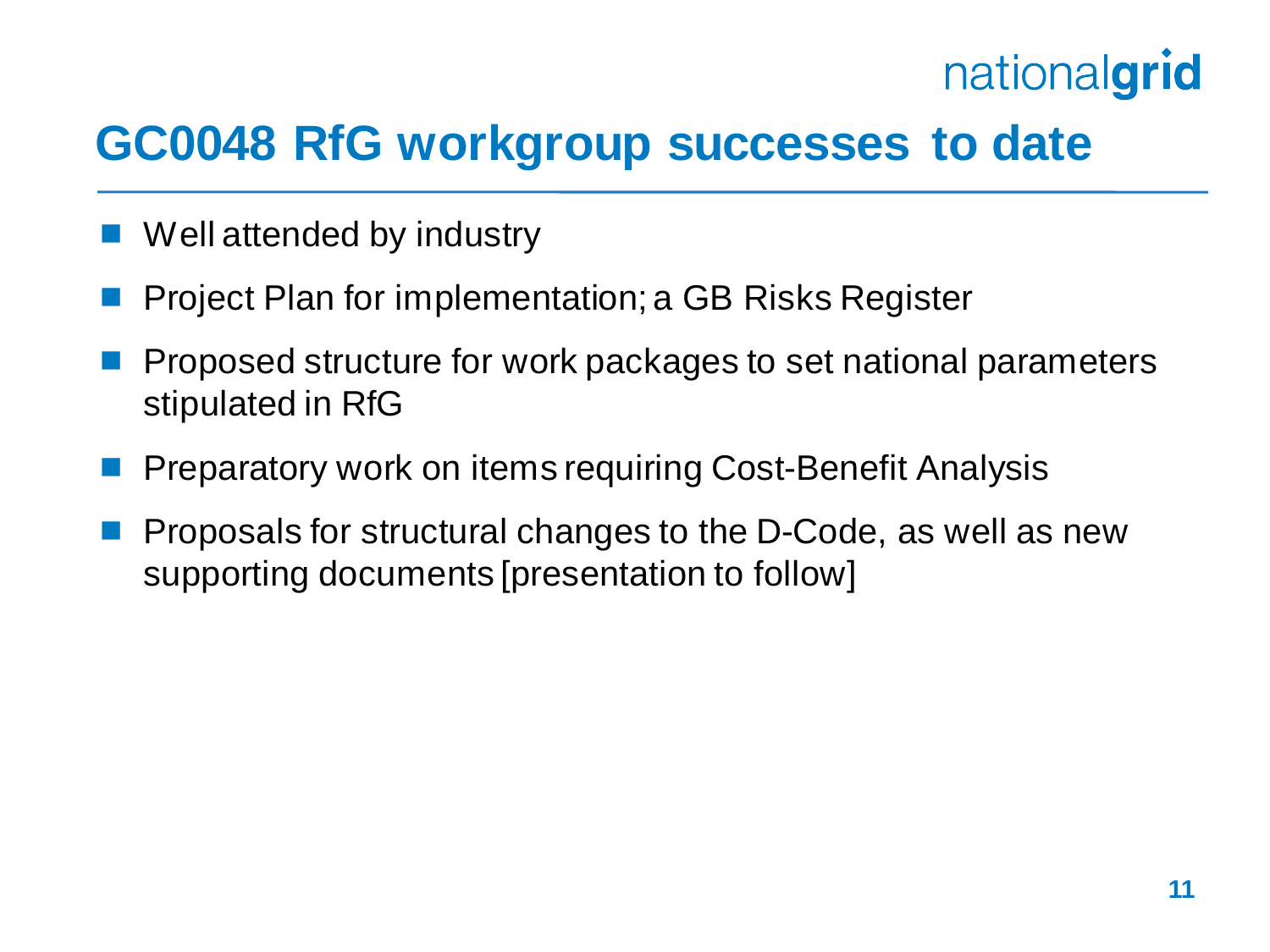# GC0048 RfG workgroup successes to date

- Well attended by industry
- Project Plan for implementation; a GB Risks Register
- Proposed structure for work packages to set national parameters stipulated in RfG
- Preparatory work on items requiring Cost-Benefit Analysis
- Proposals for structural changes to the D-Code, as well as new supporting documents [presentation to follow]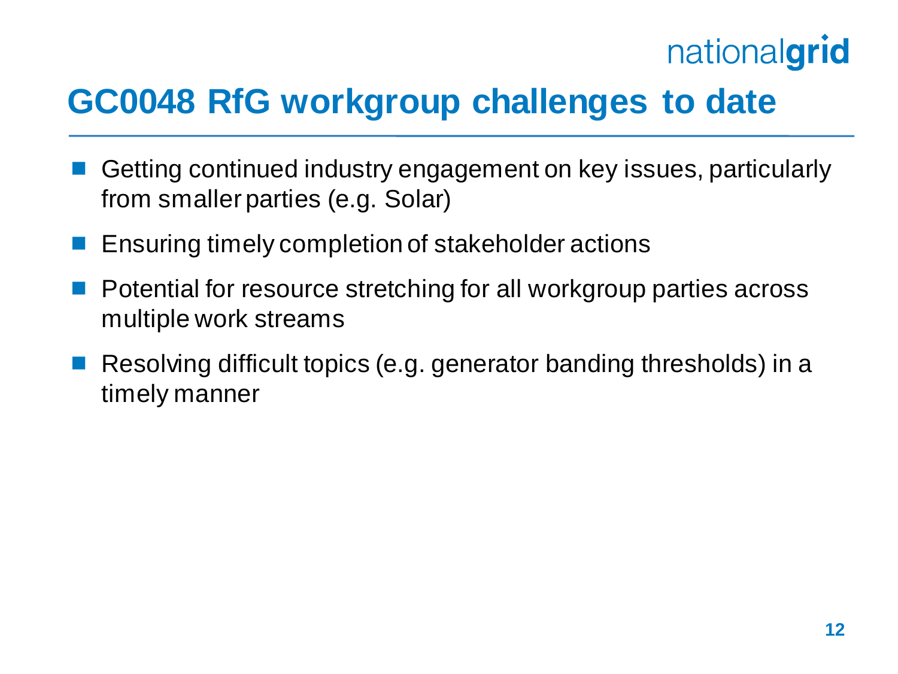# GC0048 RfG workgroup challenges to date

- Getting continued industry engagement on key issues, particularly from smaller parties (e.g. Solar)
- Ensuring timely completion of stakeholder actions
- Potential for resource stretching for all workgroup parties across multiple work streams
- Resolving difficult topics (e.g. generator banding thresholds) in a timely manner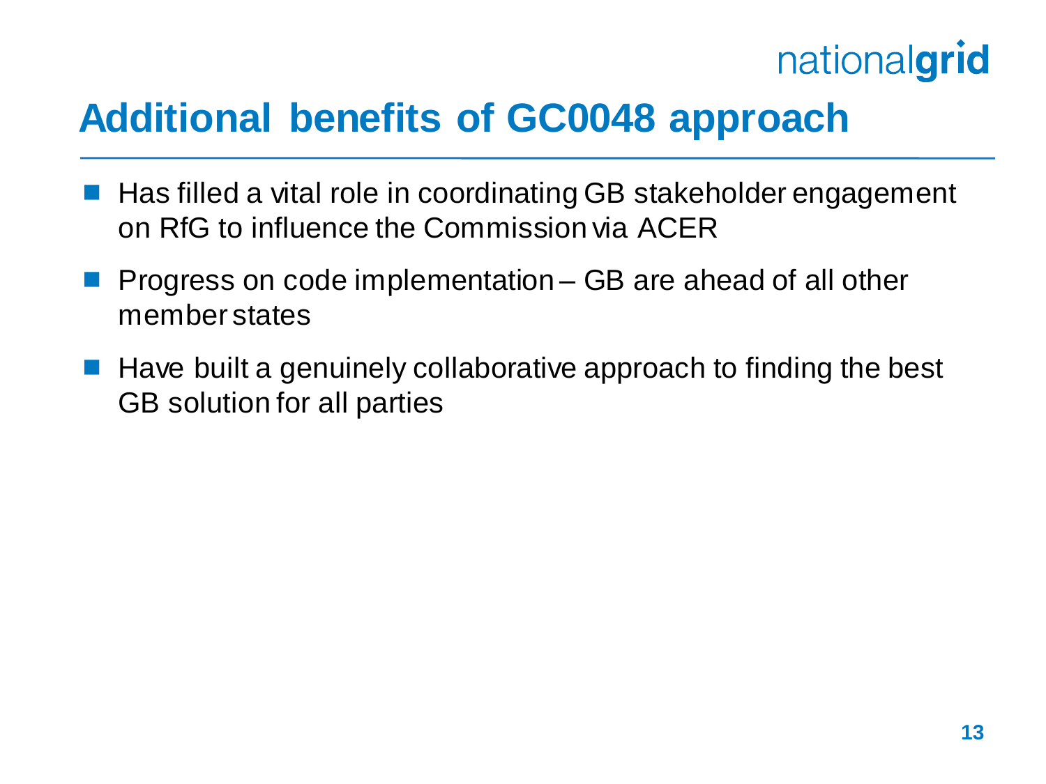# Additional benefits of GC0048 approach

- Has filled a vital role in coordinating GB stakeholder engagement on RfG to influence the Commission via ACER
- Progress on code implementation – GB are ahead of all other member states
- Have built a genuinely collaborative approach to finding the best GB solution for all parties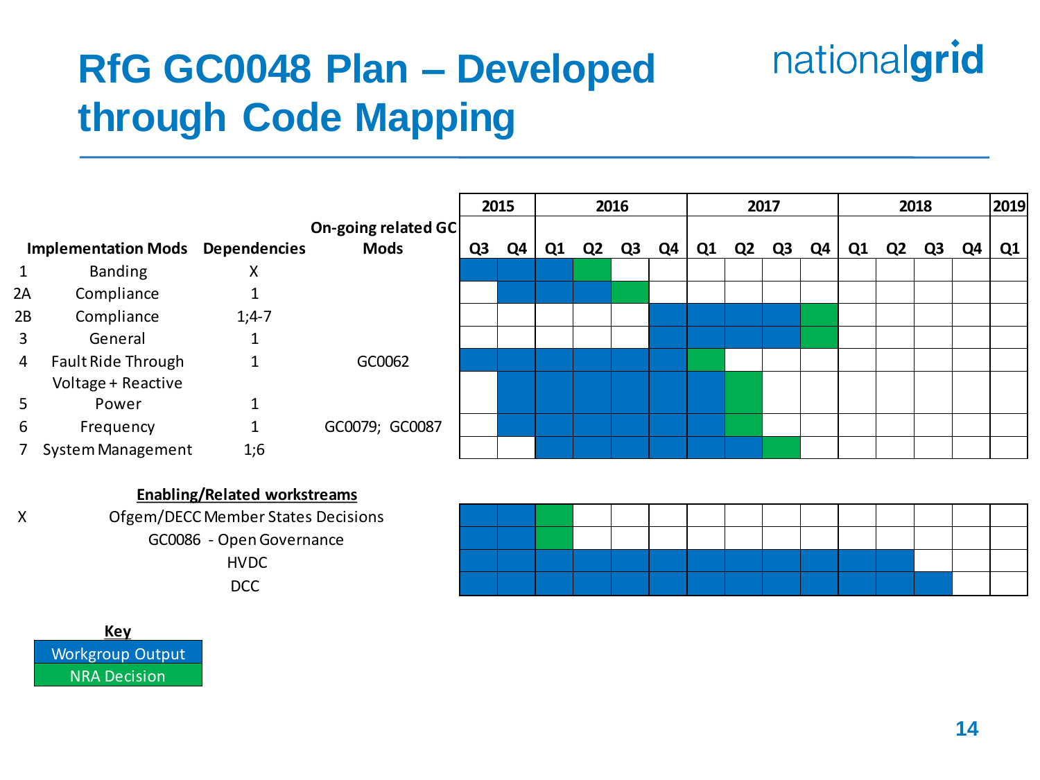# RfG GC0048 Plan – Developed through Code Mapping

| | Implementation Mods | Dependencies | On-going related GC Mods | 2015 Q3 | 2015 Q4 | 2016 Q1 | 2016 Q2 | 2016 Q3 | 2016 Q4 | 2017 Q1 | 2017 Q2 | 2017 Q3 | 2017 Q4 | 2018 Q1 | 2018 Q2 | 2018 Q3 | 2018 Q4 | 2019 Q1 |
|---|---|---|---|---|---|---|---|---|---|---|---|---|---|---|---|---|---|---|
| 1 | Banding | X | | WO | WO | WO | NRA | | | | | | | | | | | |
| 2A | Compliance | 1 | | | WO | WO | WO | NRA | | | | | | | | | | |
| 2B | Compliance | 1;4-7 | | | | | | | WO | WO | WO | WO | NRA | | | | | |
| 3 | General | 1 | | | | | | | WO | WO | WO | WO | NRA | | | | | |
| 4 | Fault Ride Through | 1 | GC0062 | WO | WO | WO | WO | WO | WO | NRA | | | | | | | | |
| 5 | Voltage + Reactive Power | 1 | | | WO | WO | WO | WO | WO | WO | NRA | | | | | | | |
| 6 | Frequency | 1 | GC0079; GC0087 | | WO | WO | WO | WO | WO | WO | NRA | | | | | | | |
| 7 | System Management | 1;6 | | | | WO | WO | WO | WO | WO | WO | NRA | | | | | | |

**Enabling/Related workstreams**

| | Workstream | 2015 Q3 | 2015 Q4 | 2016 Q1 | 2016 Q2 | 2016 Q3 | 2016 Q4 | 2017 Q1 | 2017 Q2 | 2017 Q3 | 2017 Q4 | 2018 Q1 | 2018 Q2 | 2018 Q3 | 2018 Q4 | 2019 Q1 |
|---|---|---|---|---|---|---|---|---|---|---|---|---|---|---|---|---|
| X | Ofgem/DECC Member States Decisions | WO | WO | NRA | | | | | | | | | | | | |
| | GC0086 - Open Governance | WO | WO | NRA | | | | | | | | | | | | |
| | HVDC | WO | WO | WO | WO | WO | WO | WO | WO | WO | WO | WO | WO | | | |
| | DCC | WO | WO | WO | WO | WO | WO | WO | WO | WO | WO | WO | WO | WO | | |

**Key**

- WO = Workgroup Output
- NRA = NRA Decision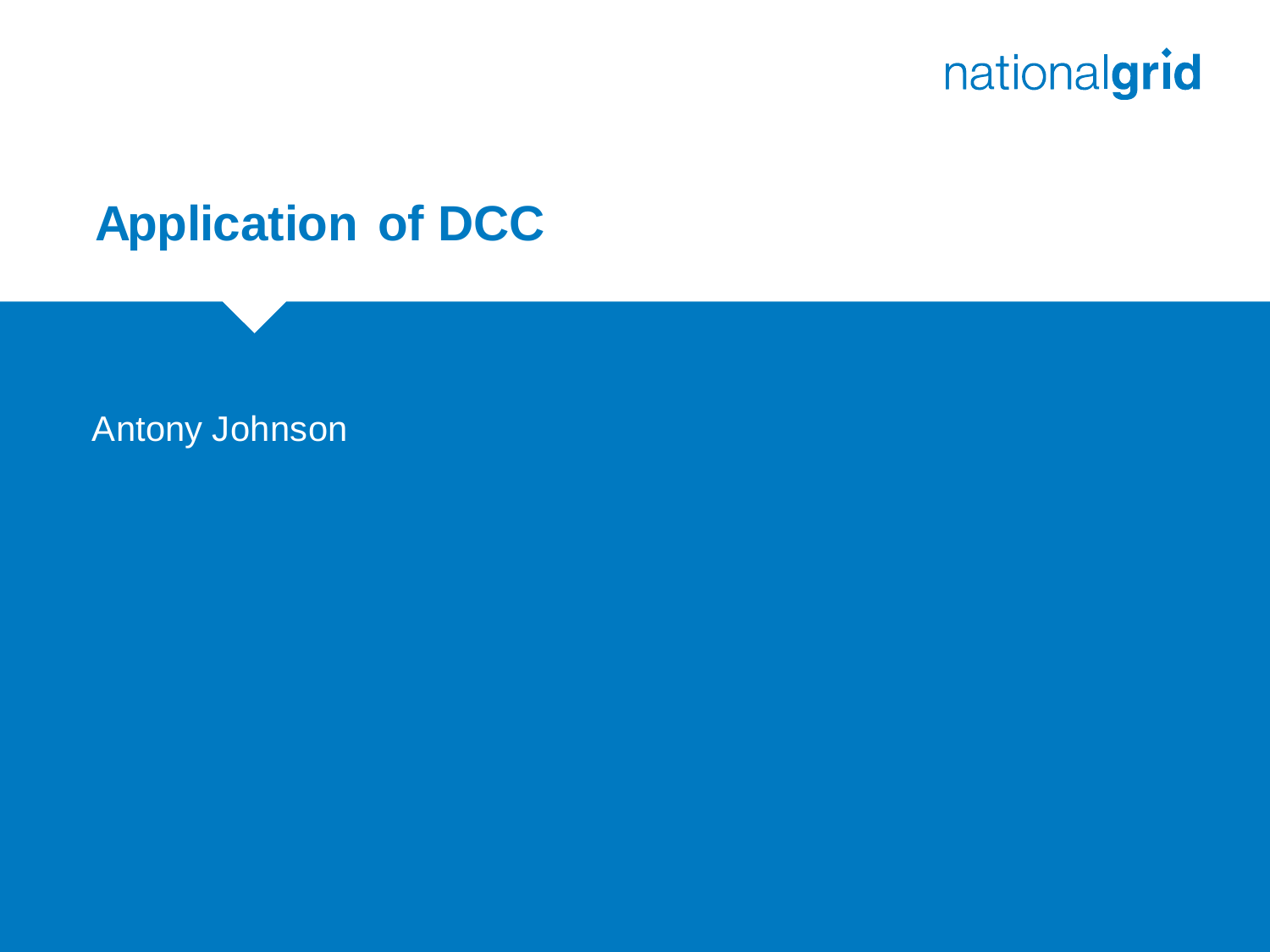# Application of DCC

Antony Johnson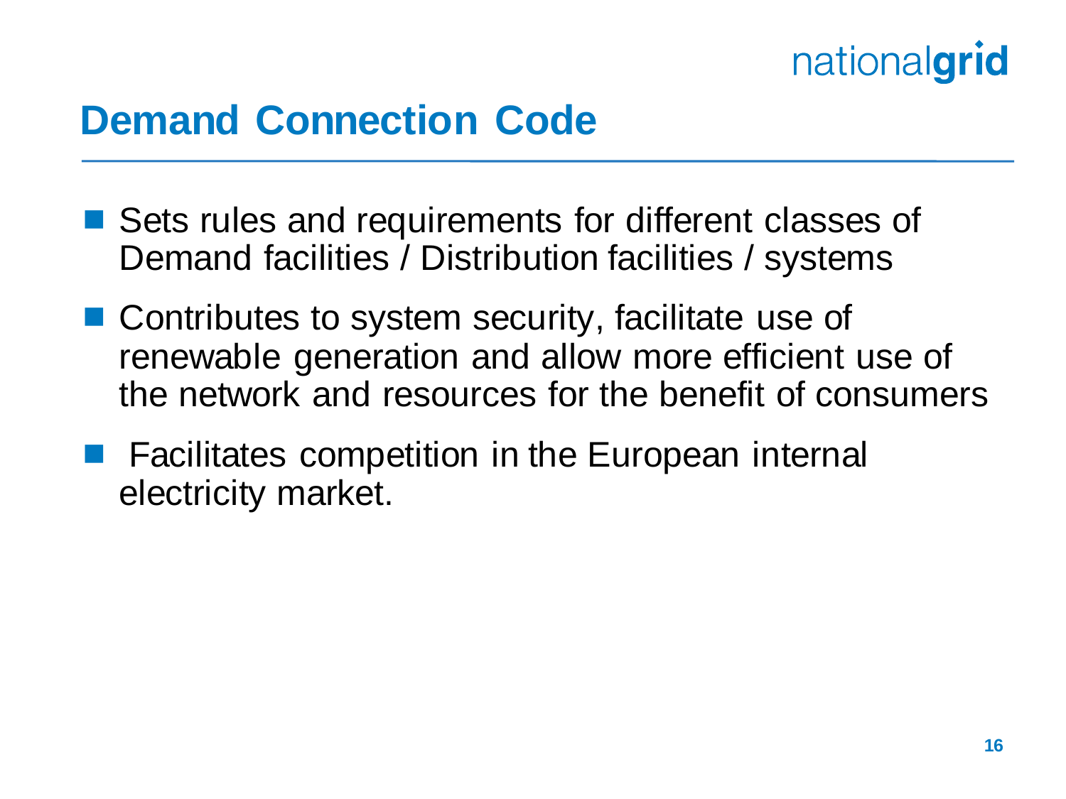## Demand Connection Code

- Sets rules and requirements for different classes of Demand facilities / Distribution facilities / systems
- Contributes to system security, facilitate use of renewable generation and allow more efficient use of the network and resources for the benefit of consumers
- Facilitates competition in the European internal electricity market.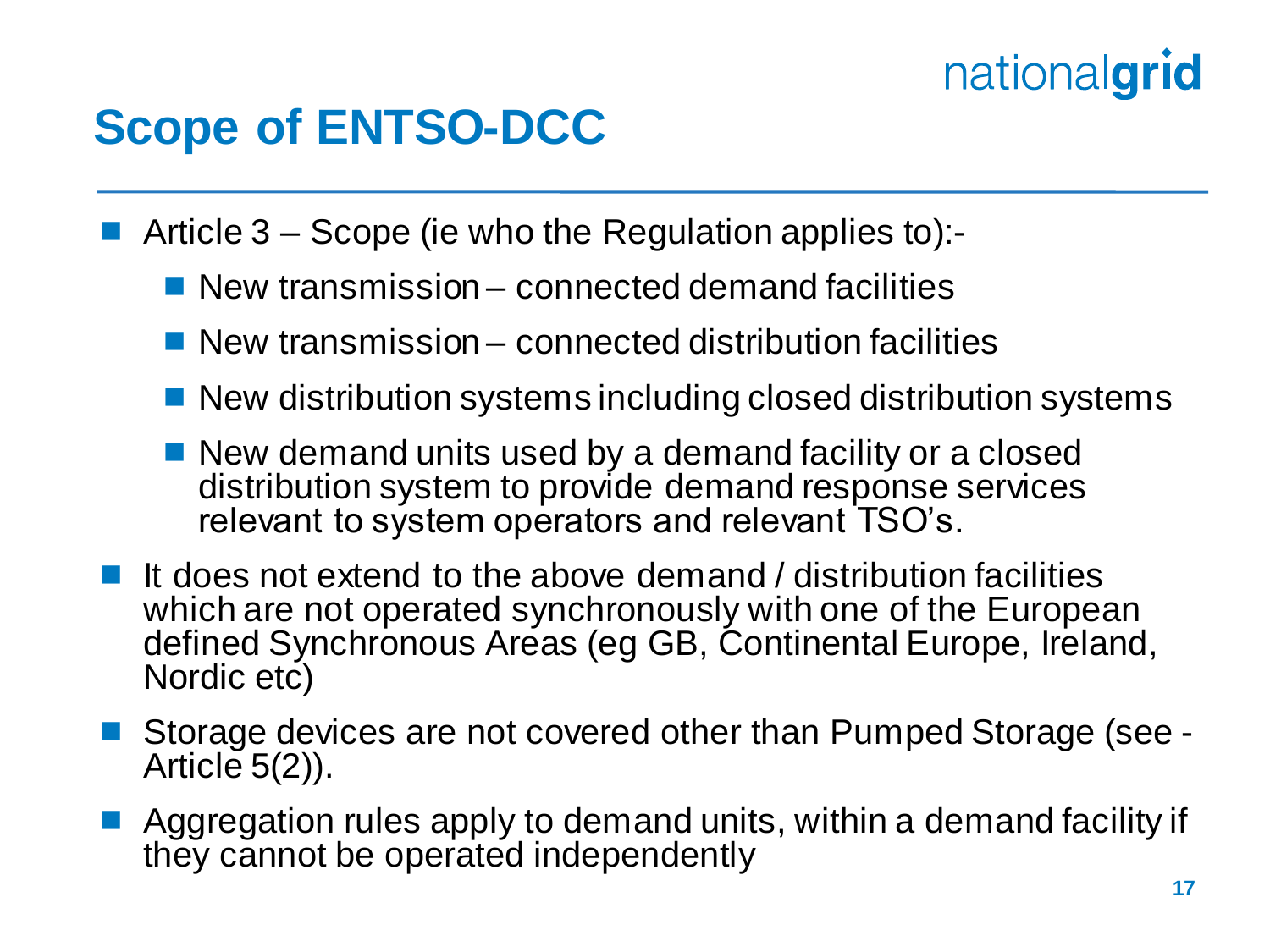# Scope of ENTSO-DCC

- Article 3 – Scope (ie who the Regulation applies to):-
  - New transmission – connected demand facilities
  - New transmission – connected distribution facilities
  - New distribution systems including closed distribution systems
  - New demand units used by a demand facility or a closed distribution system to provide demand response services relevant to system operators and relevant TSO's.
- It does not extend to the above demand / distribution facilities which are not operated synchronously with one of the European defined Synchronous Areas (eg GB, Continental Europe, Ireland, Nordic etc)
- Storage devices are not covered other than Pumped Storage (see - Article 5(2)).
- Aggregation rules apply to demand units, within a demand facility if they cannot be operated independently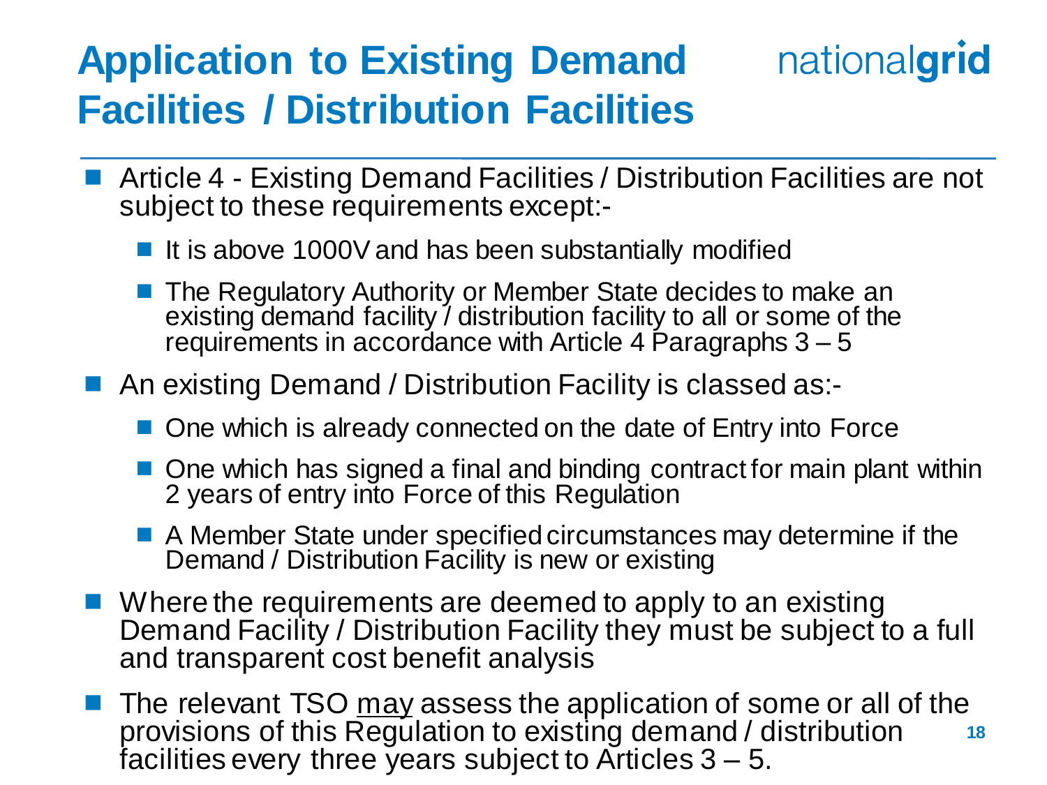# Application to Existing Demand Facilities / Distribution Facilities

- Article 4 - Existing Demand Facilities / Distribution Facilities are not subject to these requirements except:-
  - It is above 1000V and has been substantially modified
  - The Regulatory Authority or Member State decides to make an existing demand facility / distribution facility to all or some of the requirements in accordance with Article 4 Paragraphs 3 – 5
- An existing Demand / Distribution Facility is classed as:-
  - One which is already connected on the date of Entry into Force
  - One which has signed a final and binding contract for main plant within 2 years of entry into Force of this Regulation
  - A Member State under specified circumstances may determine if the Demand / Distribution Facility is new or existing
- Where the requirements are deemed to apply to an existing Demand Facility / Distribution Facility they must be subject to a full and transparent cost benefit analysis
- The relevant TSO <u>may</u> assess the application of some or all of the provisions of this Regulation to existing demand / distribution facilities every three years subject to Articles 3 – 5.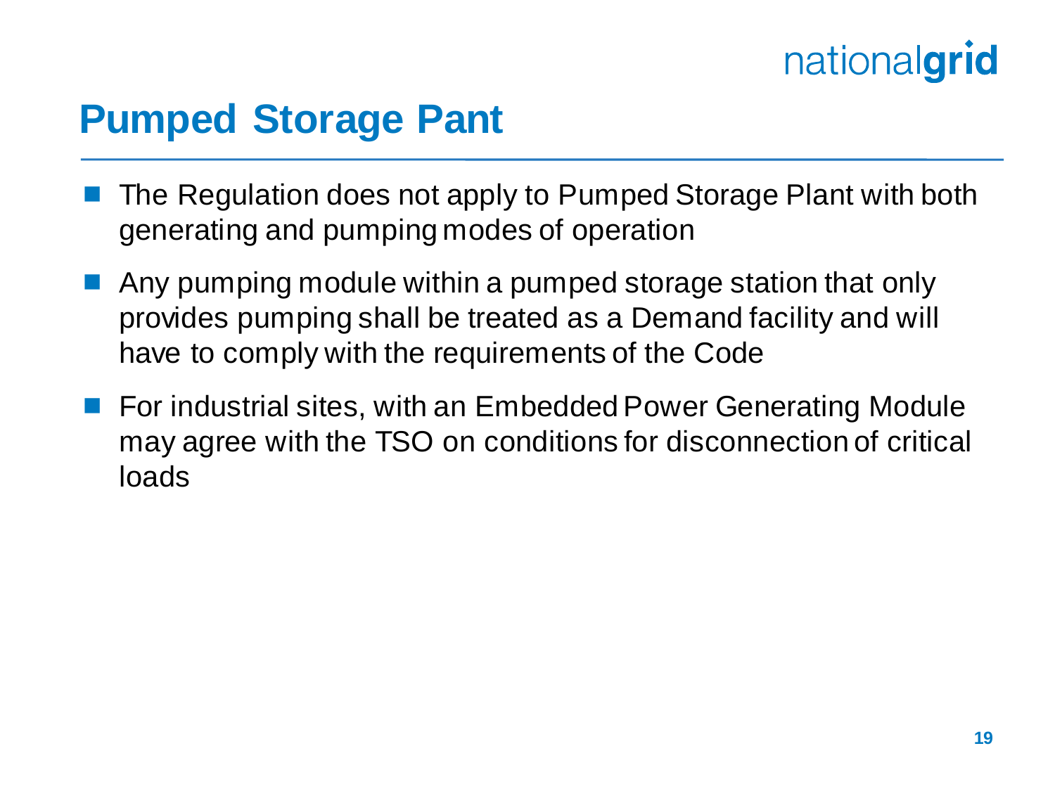# Pumped Storage Pant

- The Regulation does not apply to Pumped Storage Plant with both generating and pumping modes of operation
- Any pumping module within a pumped storage station that only provides pumping shall be treated as a Demand facility and will have to comply with the requirements of the Code
- For industrial sites, with an Embedded Power Generating Module may agree with the TSO on conditions for disconnection of critical loads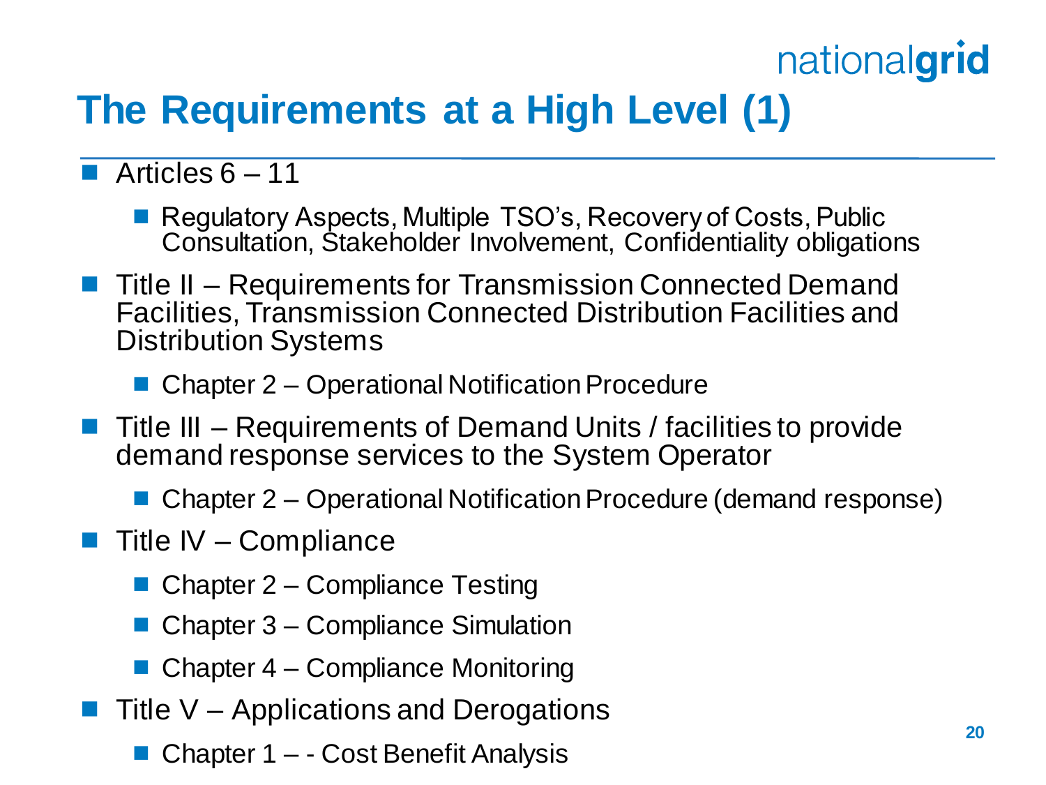# The Requirements at a High Level (1)

- Articles 6 – 11
  - Regulatory Aspects, Multiple TSO's, Recovery of Costs, Public Consultation, Stakeholder Involvement, Confidentiality obligations
- Title II – Requirements for Transmission Connected Demand Facilities, Transmission Connected Distribution Facilities and Distribution Systems
  - Chapter 2 – Operational Notification Procedure
- Title III – Requirements of Demand Units / facilities to provide demand response services to the System Operator
  - Chapter 2 – Operational Notification Procedure (demand response)
- Title IV – Compliance
  - Chapter 2 – Compliance Testing
  - Chapter 3 – Compliance Simulation
  - Chapter 4 – Compliance Monitoring
- Title V – Applications and Derogations
  - Chapter 1 – - Cost Benefit Analysis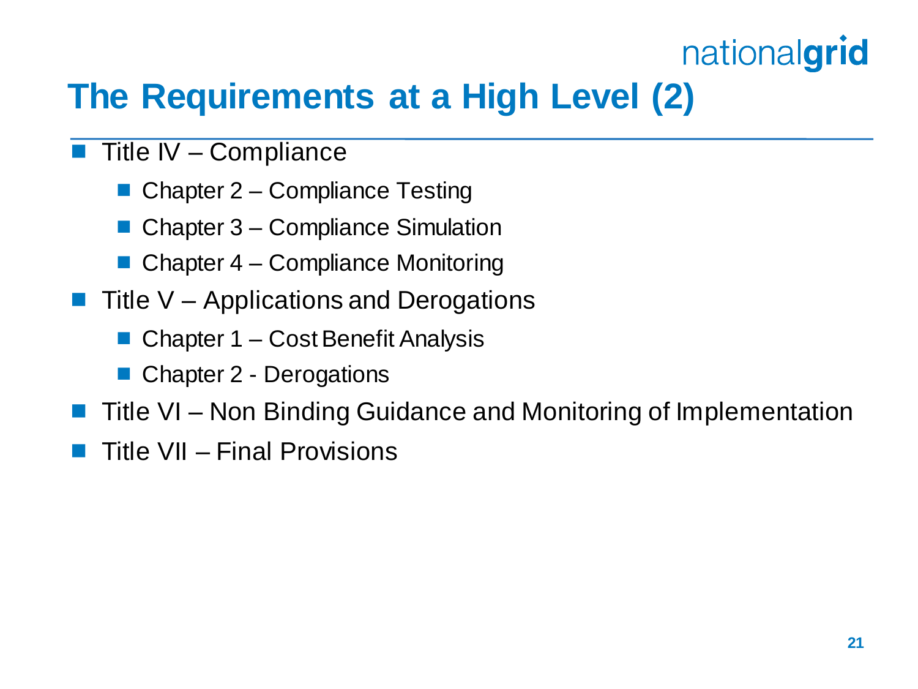# The Requirements at a High Level (2)

- Title IV – Compliance
  - Chapter 2 – Compliance Testing
  - Chapter 3 – Compliance Simulation
  - Chapter 4 – Compliance Monitoring
- Title V – Applications and Derogations
  - Chapter 1 – Cost Benefit Analysis
  - Chapter 2 - Derogations
- Title VI – Non Binding Guidance and Monitoring of Implementation
- Title VII – Final Provisions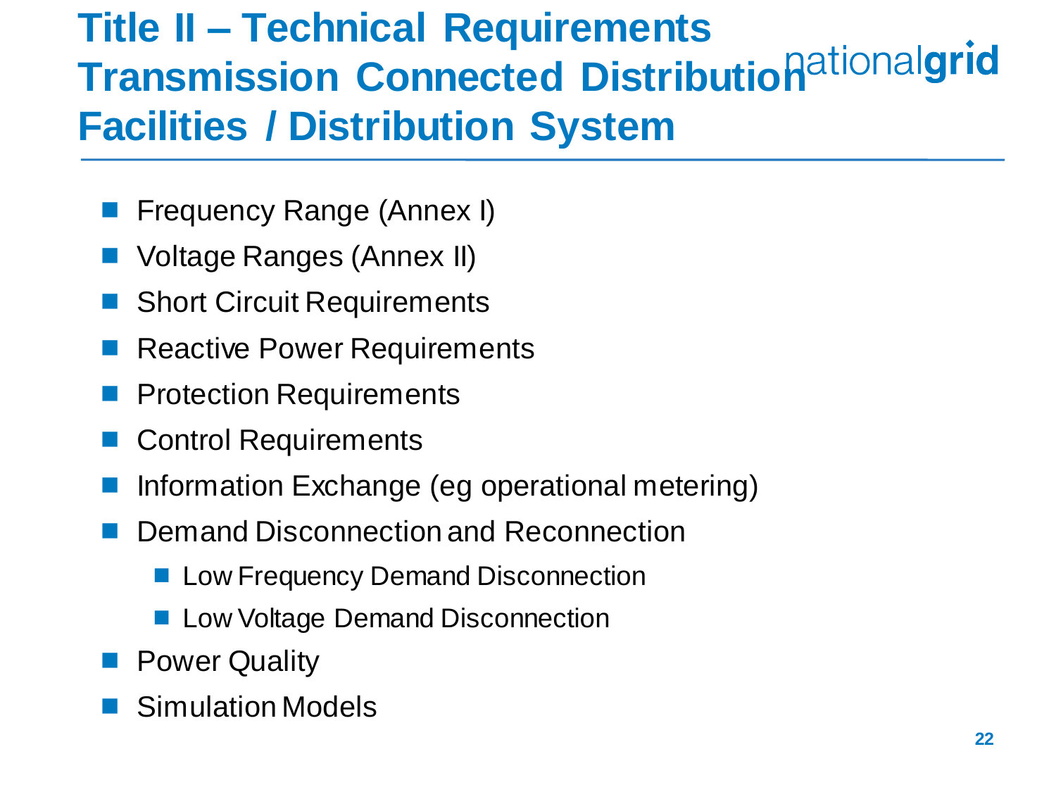# Title II – Technical Requirements Transmission Connected Distribution Facilities / Distribution System

- Frequency Range (Annex I)
- Voltage Ranges (Annex II)
- Short Circuit Requirements
- Reactive Power Requirements
- Protection Requirements
- Control Requirements
- Information Exchange (eg operational metering)
- Demand Disconnection and Reconnection
  - Low Frequency Demand Disconnection
  - Low Voltage Demand Disconnection
- Power Quality
- Simulation Models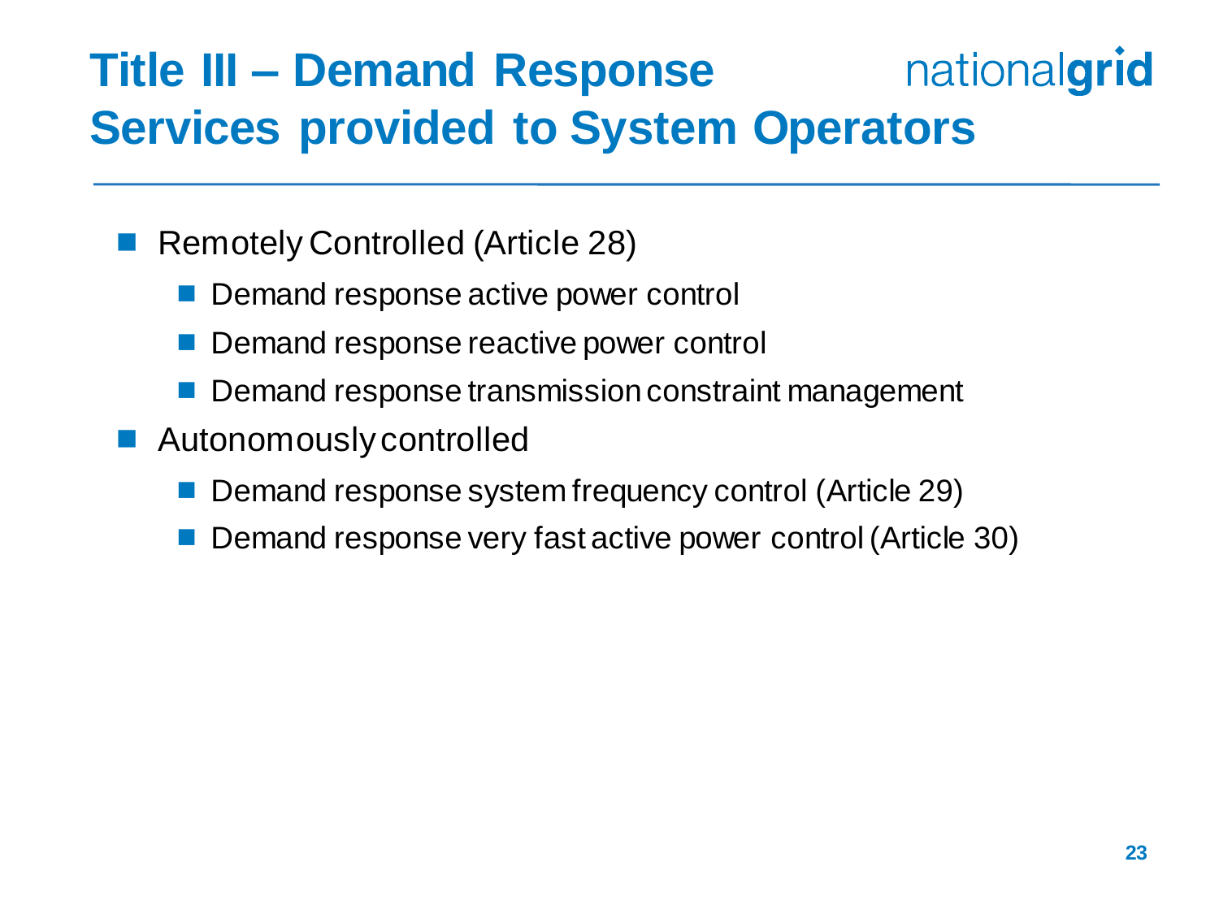# Title III – Demand Response Services provided to System Operators

- Remotely Controlled (Article 28)
  - Demand response active power control
  - Demand response reactive power control
  - Demand response transmission constraint management
- Autonomously controlled
  - Demand response system frequency control (Article 29)
  - Demand response very fast active power control (Article 30)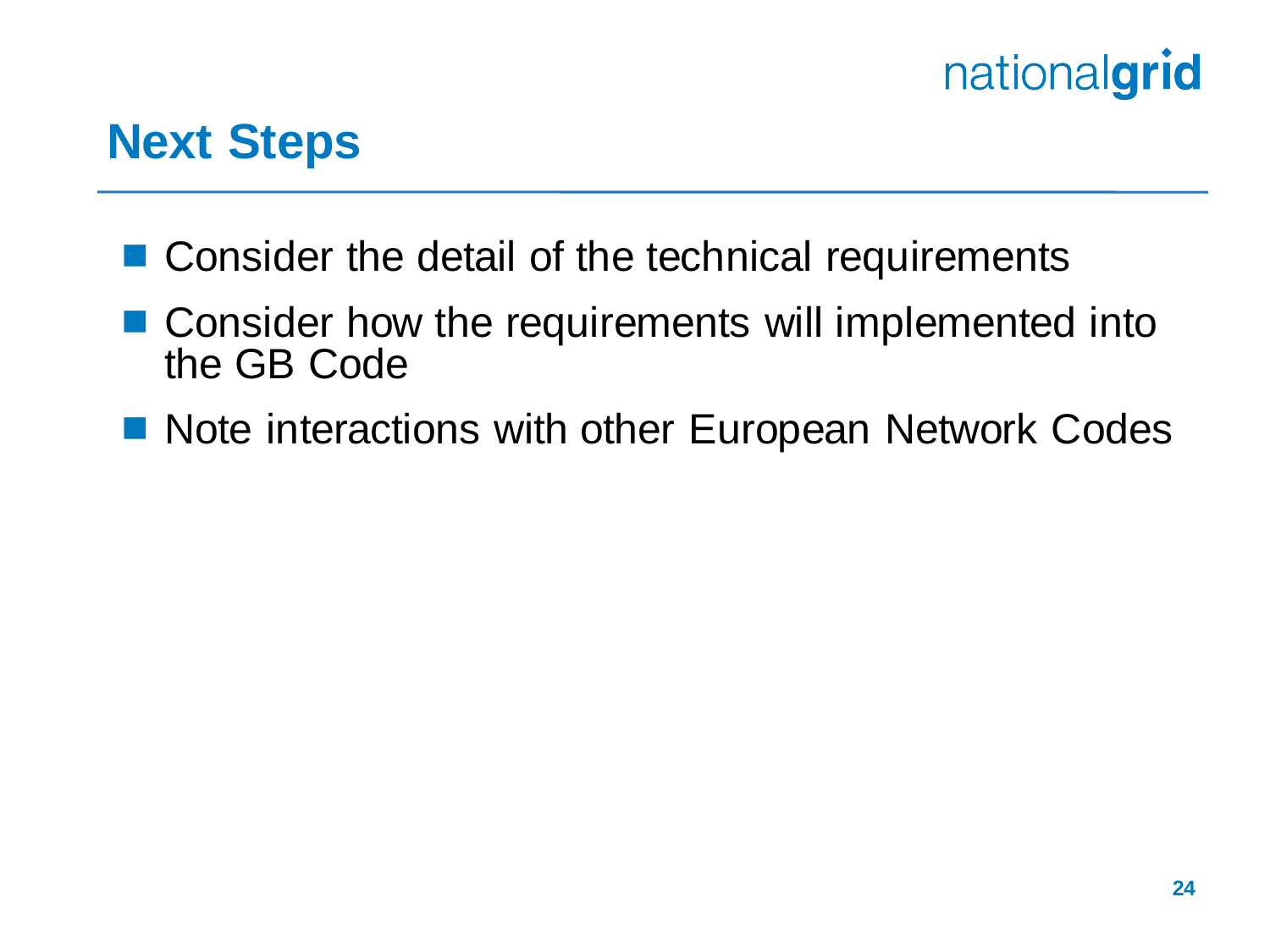# Next Steps

- Consider the detail of the technical requirements
- Consider how the requirements will implemented into the GB Code
- Note interactions with other European Network Codes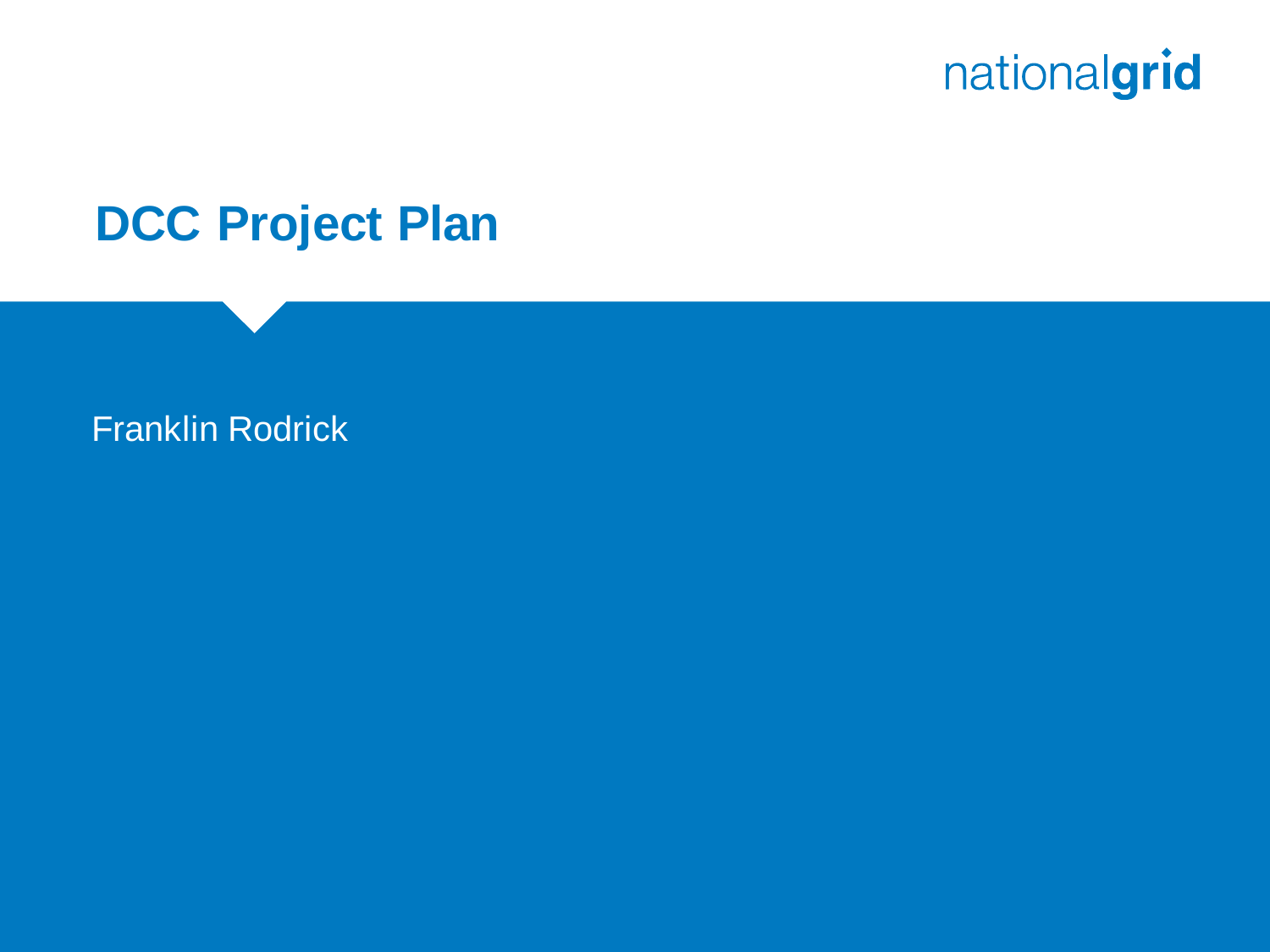# DCC Project Plan

Franklin Rodrick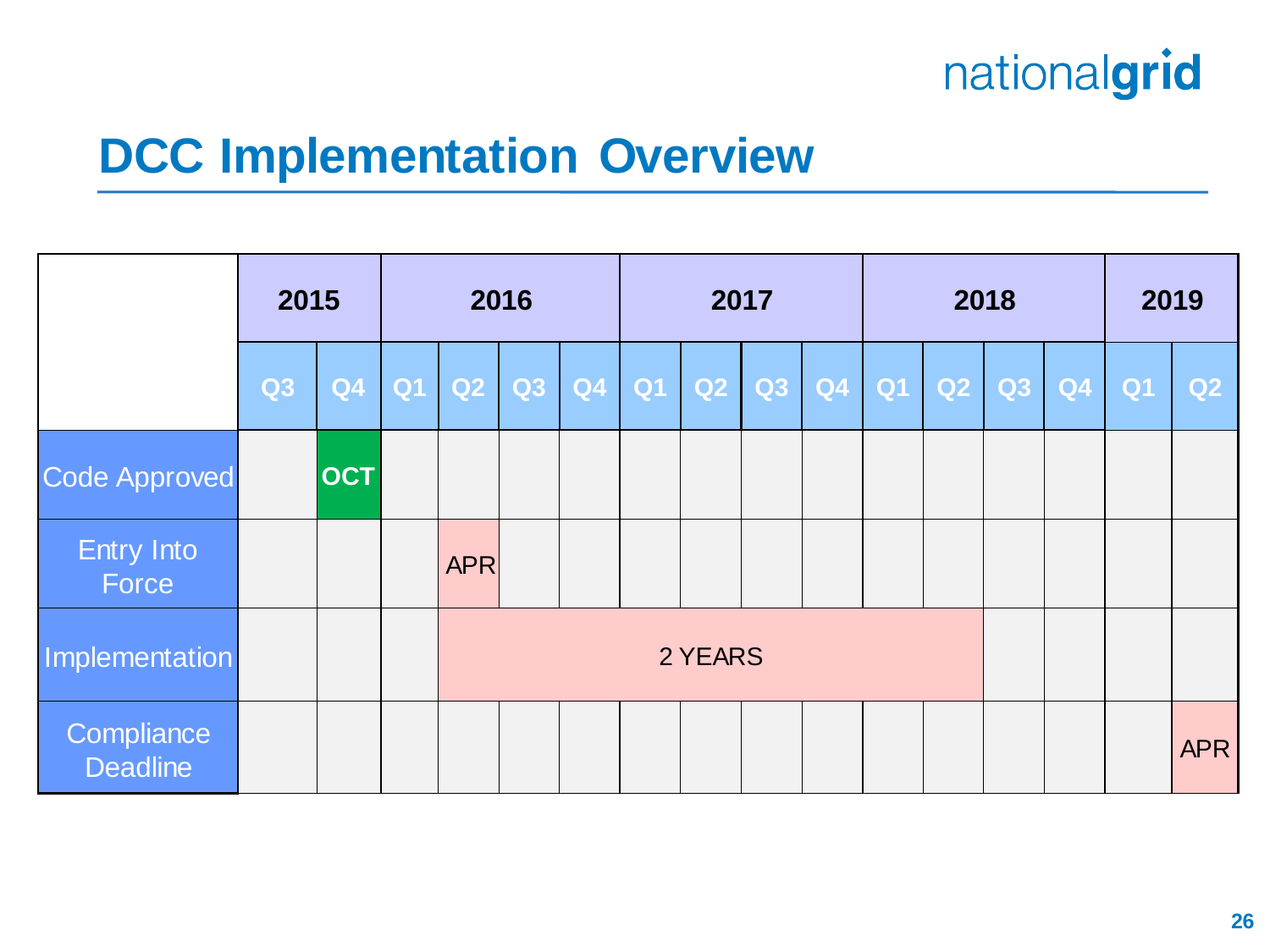# DCC Implementation Overview

| | 2015 | | 2016 | | | | 2017 | | | | 2018 | | | | 2019 | |
|---|---|---|---|---|---|---|---|---|---|---|---|---|---|---|---|---|
| | Q3 | Q4 | Q1 | Q2 | Q3 | Q4 | Q1 | Q2 | Q3 | Q4 | Q1 | Q2 | Q3 | Q4 | Q1 | Q2 |
| Code Approved | | OCT | | | | | | | | | | | | | | |
| Entry Into Force | | | | APR | | | | | | | | | | | | |
| Implementation | | | | 2 YEARS | | | | | | | | | | | | |
| Compliance Deadline | | | | | | | | | | | | | | | | APR |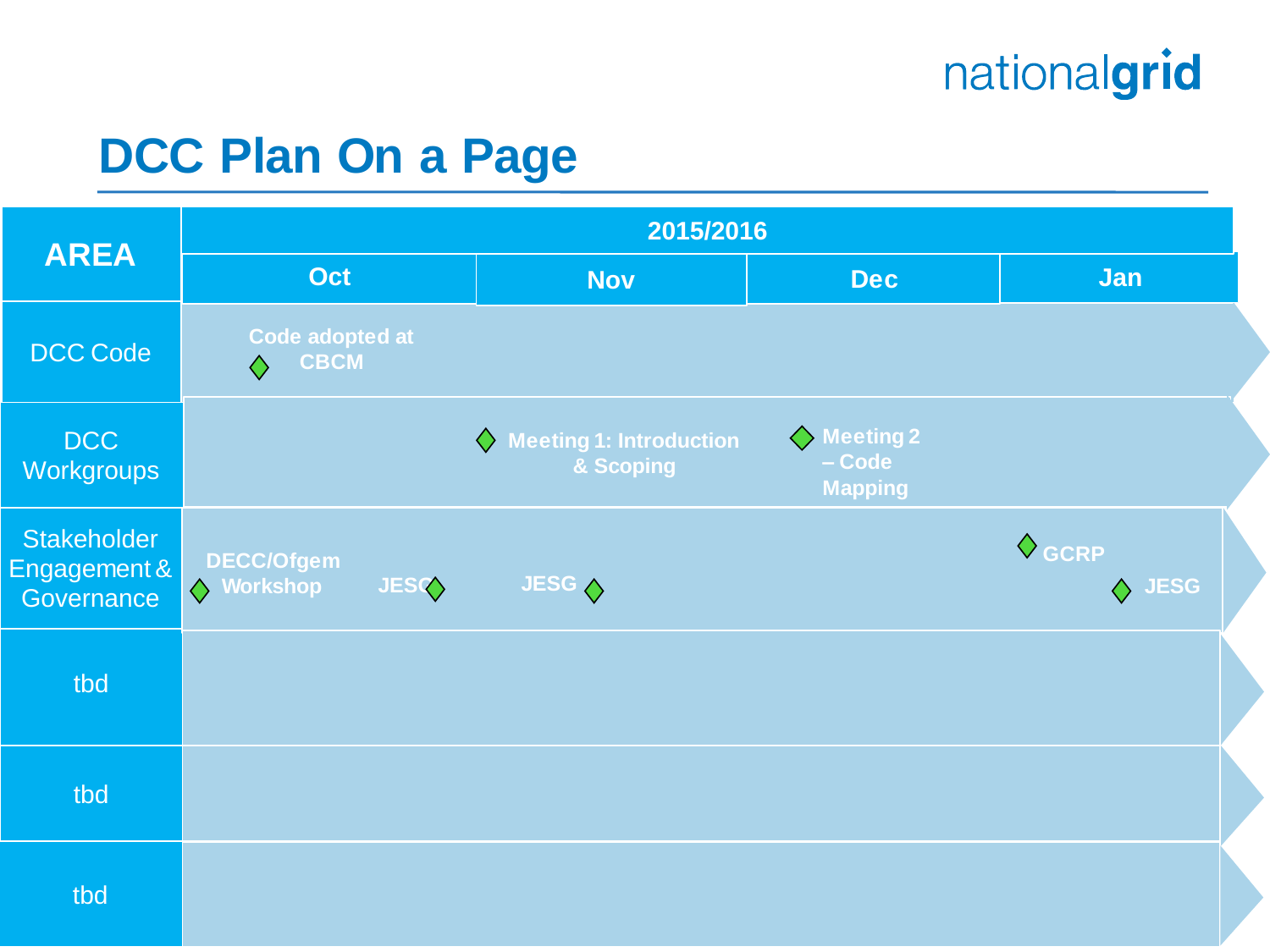# DCC Plan On a Page

| AREA | 2015/2016 | | | |
|---|---|---|---|---|
| | Oct | Nov | Dec | Jan |
| DCC Code | Code adopted at CBCM | | | |
| DCC Workgroups | | Meeting 1: Introduction & Scoping | Meeting 2 – Code Mapping | |
| Stakeholder Engagement & Governance | DECC/Ofgem Workshop; JESG | JESG | | GCRP; JESG |
| tbd | | | | |
| tbd | | | | |
| tbd | | | | |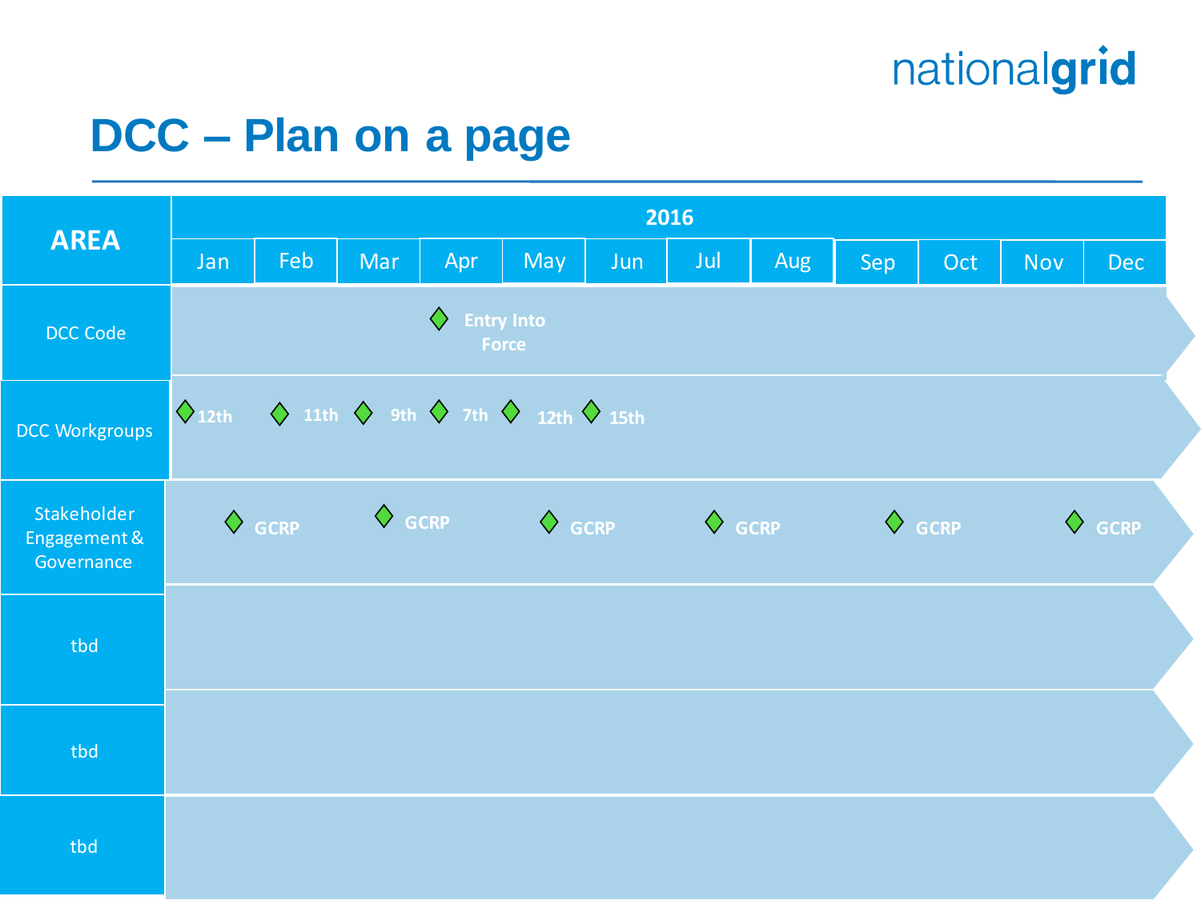# DCC – Plan on a page

| AREA | Jan | Feb | Mar | Apr | May | Jun | Jul | Aug | Sep | Oct | Nov | Dec |
|---|---|---|---|---|---|---|---|---|---|---|---|---|
| | **2016** | | | | | | | | | | | |
| DCC Code | | | | ◆ Entry Into Force | | | | | | | | |
| DCC Workgroups | ◆ 12th | ◆ 11th | ◆ 9th | ◆ 7th | ◆ 12th | ◆ 15th | | | | | | |
| Stakeholder Engagement & Governance | ◆ GCRP | | ◆ GCRP | | ◆ GCRP | | ◆ GCRP | | ◆ GCRP | | | ◆ GCRP |
| tbd | | | | | | | | | | | | |
| tbd | | | | | | | | | | | | |
| tbd | | | | | | | | | | | | |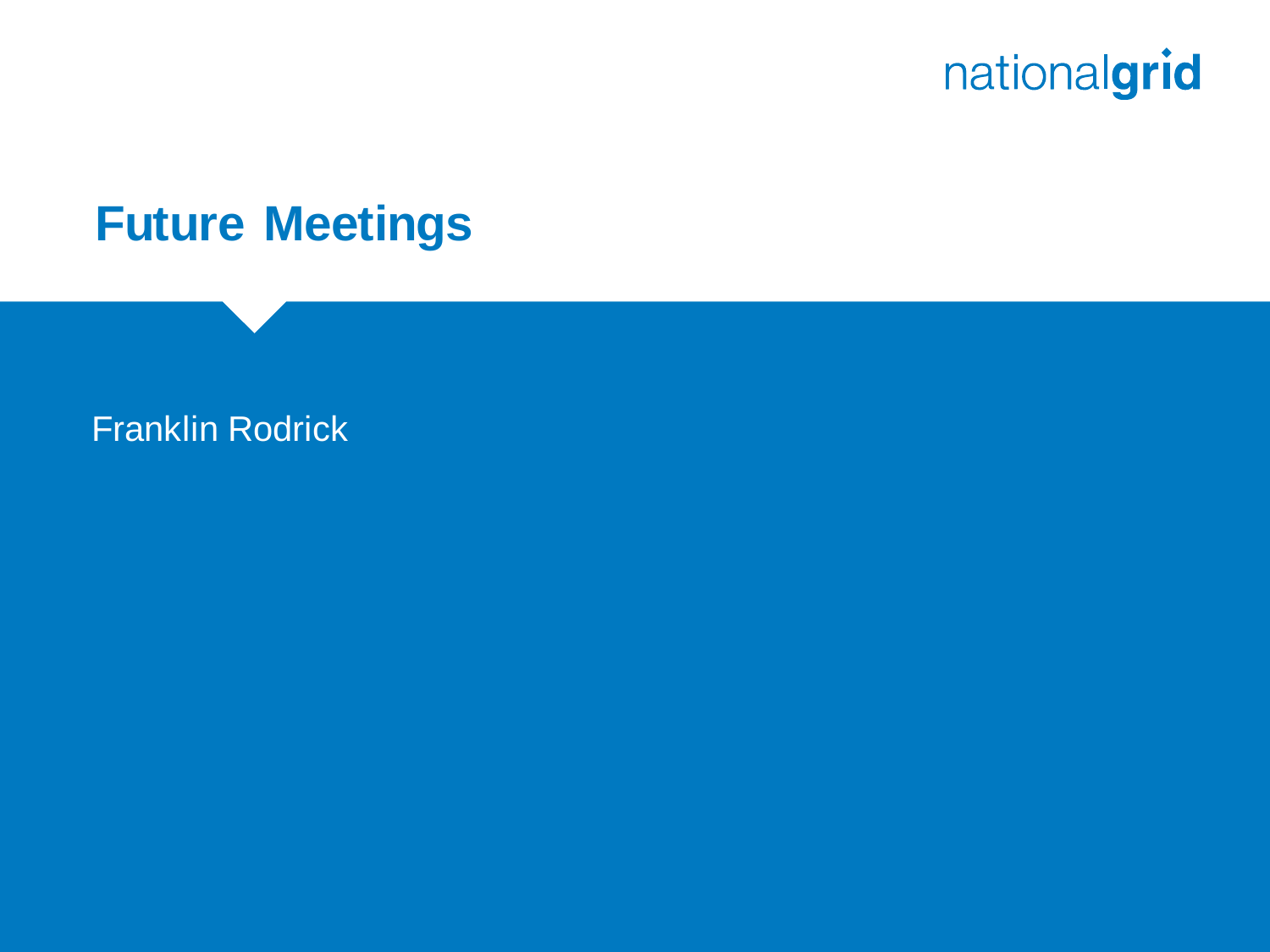# Future Meetings

Franklin Rodrick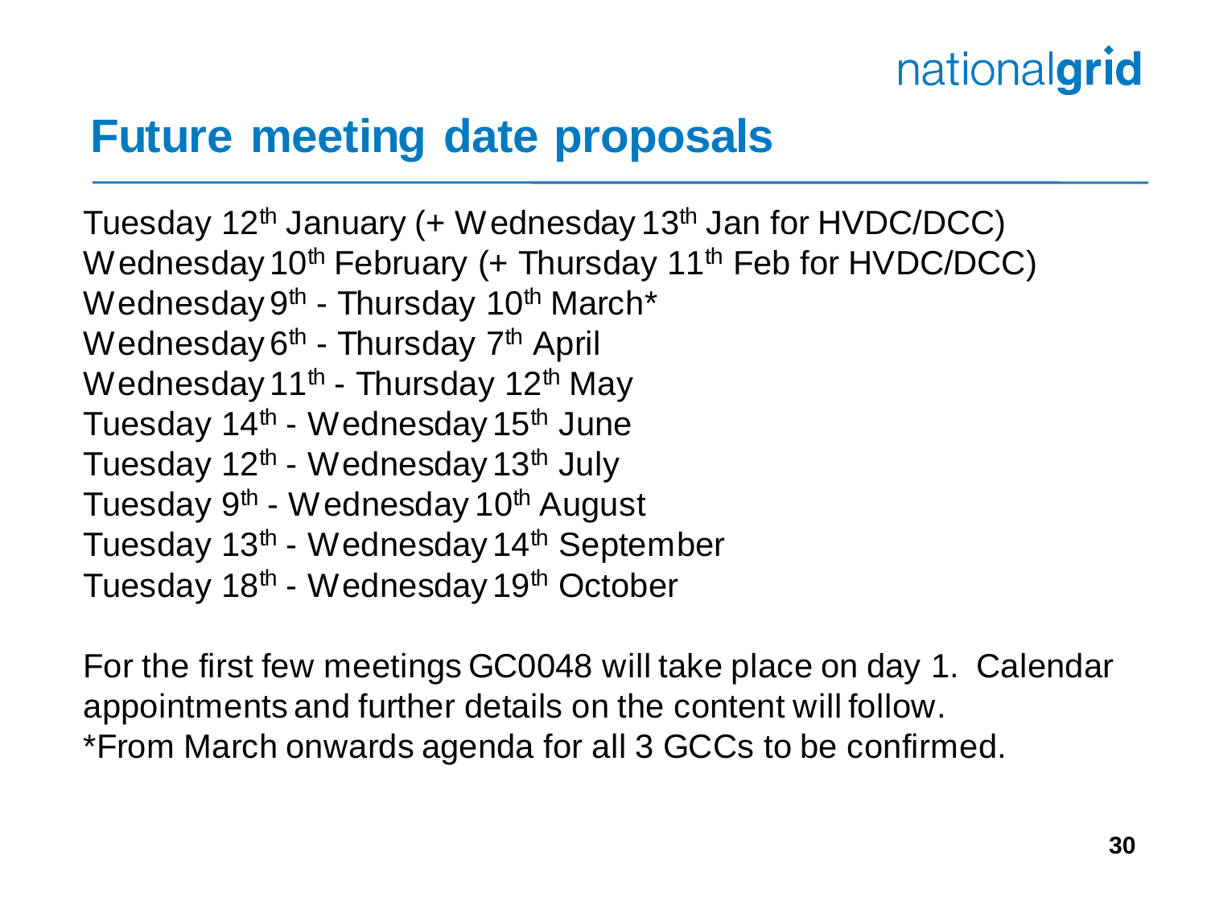# Future meeting date proposals

Tuesday 12th January (+ Wednesday 13th Jan for HVDC/DCC)
Wednesday 10th February (+ Thursday 11th Feb for HVDC/DCC)
Wednesday 9th - Thursday 10th March*
Wednesday 6th - Thursday 7th April
Wednesday 11th - Thursday 12th May
Tuesday 14th - Wednesday 15th June
Tuesday 12th - Wednesday 13th July
Tuesday 9th - Wednesday 10th August
Tuesday 13th - Wednesday 14th September
Tuesday 18th - Wednesday 19th October

For the first few meetings GC0048 will take place on day 1. Calendar appointments and further details on the content will follow.
*From March onwards agenda for all 3 GCCs to be confirmed.